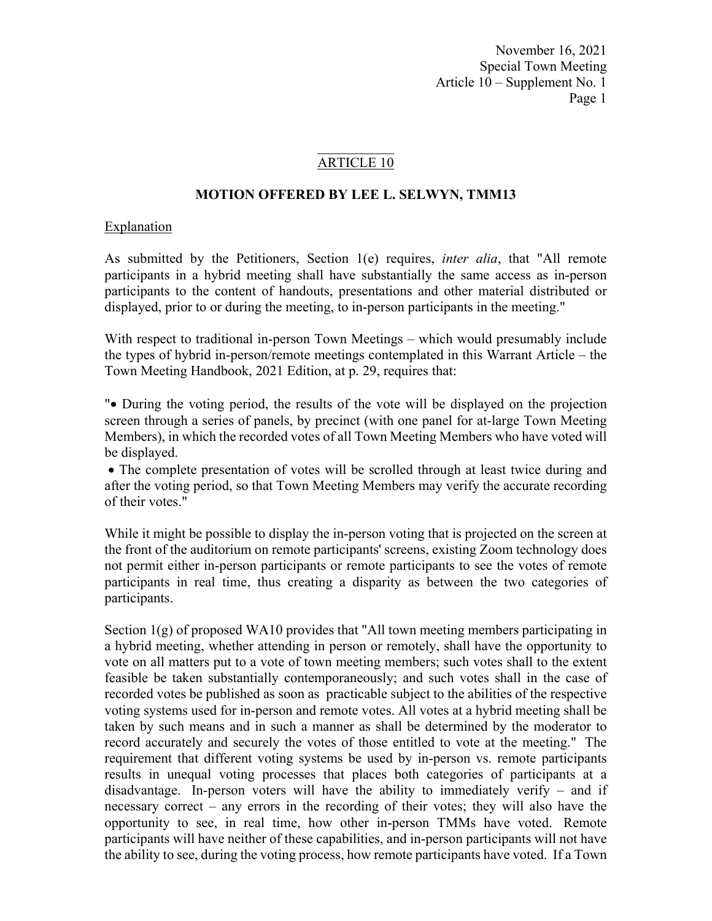November 16, 2021
Special Town Meeting
Article 10 – Supplement No. 1

## ARTICLE 10

### MOTION OFFERED BY LEE L. SELWYN, TMM13

Explanation

As submitted by the Petitioners, Section 1(e) requires, *inter alia*, that "All remote participants in a hybrid meeting shall have substantially the same access as in-person participants to the content of handouts, presentations and other material distributed or displayed, prior to or during the meeting, to in-person participants in the meeting."

With respect to traditional in-person Town Meetings – which would presumably include the types of hybrid in-person/remote meetings contemplated in this Warrant Article – the Town Meeting Handbook, 2021 Edition, at p. 29, requires that:

"• During the voting period, the results of the vote will be displayed on the projection screen through a series of panels, by precinct (with one panel for at-large Town Meeting Members), in which the recorded votes of all Town Meeting Members who have voted will be displayed.
• The complete presentation of votes will be scrolled through at least twice during and after the voting period, so that Town Meeting Members may verify the accurate recording of their votes."

While it might be possible to display the in-person voting that is projected on the screen at the front of the auditorium on remote participants' screens, existing Zoom technology does not permit either in-person participants or remote participants to see the votes of remote participants in real time, thus creating a disparity as between the two categories of participants.

Section 1(g) of proposed WA10 provides that "All town meeting members participating in a hybrid meeting, whether attending in person or remotely, shall have the opportunity to vote on all matters put to a vote of town meeting members; such votes shall to the extent feasible be taken substantially contemporaneously; and such votes shall in the case of recorded votes be published as soon as practicable subject to the abilities of the respective voting systems used for in-person and remote votes. All votes at a hybrid meeting shall be taken by such means and in such a manner as shall be determined by the moderator to record accurately and securely the votes of those entitled to vote at the meeting." The requirement that different voting systems be used by in-person vs. remote participants results in unequal voting processes that places both categories of participants at a disadvantage. In-person voters will have the ability to immediately verify – and if necessary correct – any errors in the recording of their votes; they will also have the opportunity to see, in real time, how other in-person TMMs have voted. Remote participants will have neither of these capabilities, and in-person participants will not have the ability to see, during the voting process, how remote participants have voted. If a Town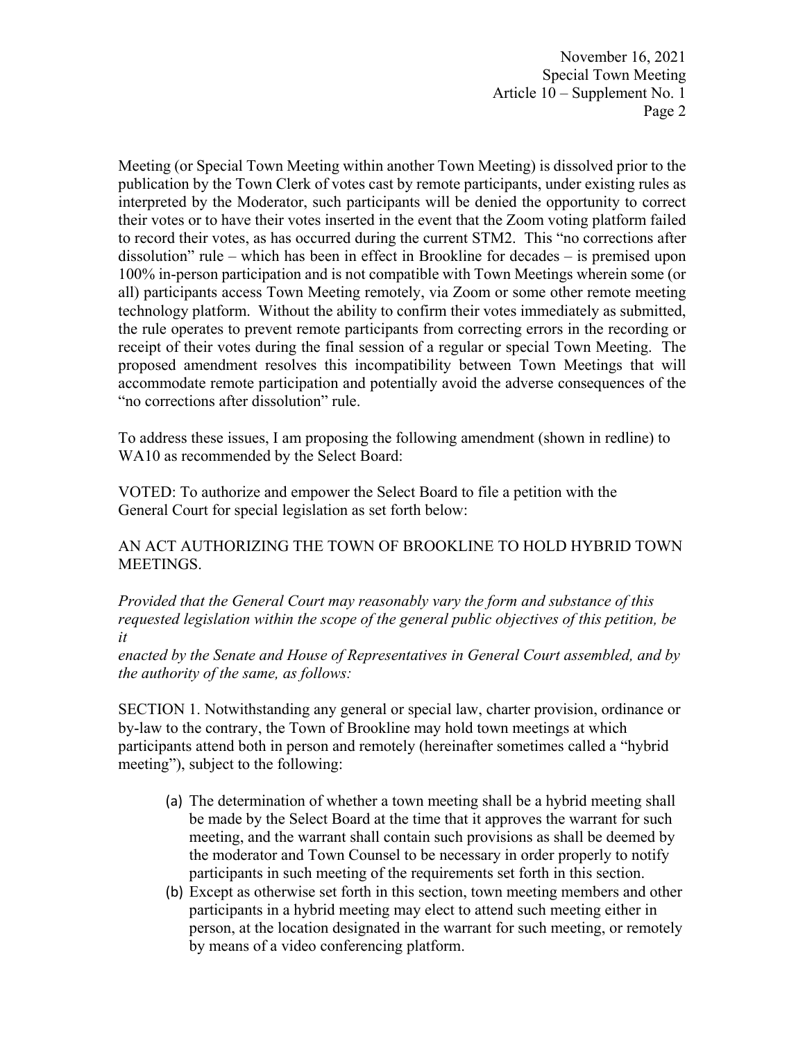Meeting (or Special Town Meeting within another Town Meeting) is dissolved prior to the publication by the Town Clerk of votes cast by remote participants, under existing rules as interpreted by the Moderator, such participants will be denied the opportunity to correct their votes or to have their votes inserted in the event that the Zoom voting platform failed to record their votes, as has occurred during the current STM2. This "no corrections after dissolution" rule – which has been in effect in Brookline for decades – is premised upon 100% in-person participation and is not compatible with Town Meetings wherein some (or all) participants access Town Meeting remotely, via Zoom or some other remote meeting technology platform. Without the ability to confirm their votes immediately as submitted, the rule operates to prevent remote participants from correcting errors in the recording or receipt of their votes during the final session of a regular or special Town Meeting. The proposed amendment resolves this incompatibility between Town Meetings that will accommodate remote participation and potentially avoid the adverse consequences of the "no corrections after dissolution" rule.

To address these issues, I am proposing the following amendment (shown in redline) to WA10 as recommended by the Select Board:

VOTED: To authorize and empower the Select Board to file a petition with the General Court for special legislation as set forth below:

AN ACT AUTHORIZING THE TOWN OF BROOKLINE TO HOLD HYBRID TOWN MEETINGS.

*Provided that the General Court may reasonably vary the form and substance of this requested legislation within the scope of the general public objectives of this petition, be it enacted by the Senate and House of Representatives in General Court assembled, and by the authority of the same, as follows:*

SECTION 1. Notwithstanding any general or special law, charter provision, ordinance or by-law to the contrary, the Town of Brookline may hold town meetings at which participants attend both in person and remotely (hereinafter sometimes called a "hybrid meeting"), subject to the following:

(a) The determination of whether a town meeting shall be a hybrid meeting shall be made by the Select Board at the time that it approves the warrant for such meeting, and the warrant shall contain such provisions as shall be deemed by the moderator and Town Counsel to be necessary in order properly to notify participants in such meeting of the requirements set forth in this section.

(b) Except as otherwise set forth in this section, town meeting members and other participants in a hybrid meeting may elect to attend such meeting either in person, at the location designated in the warrant for such meeting, or remotely by means of a video conferencing platform.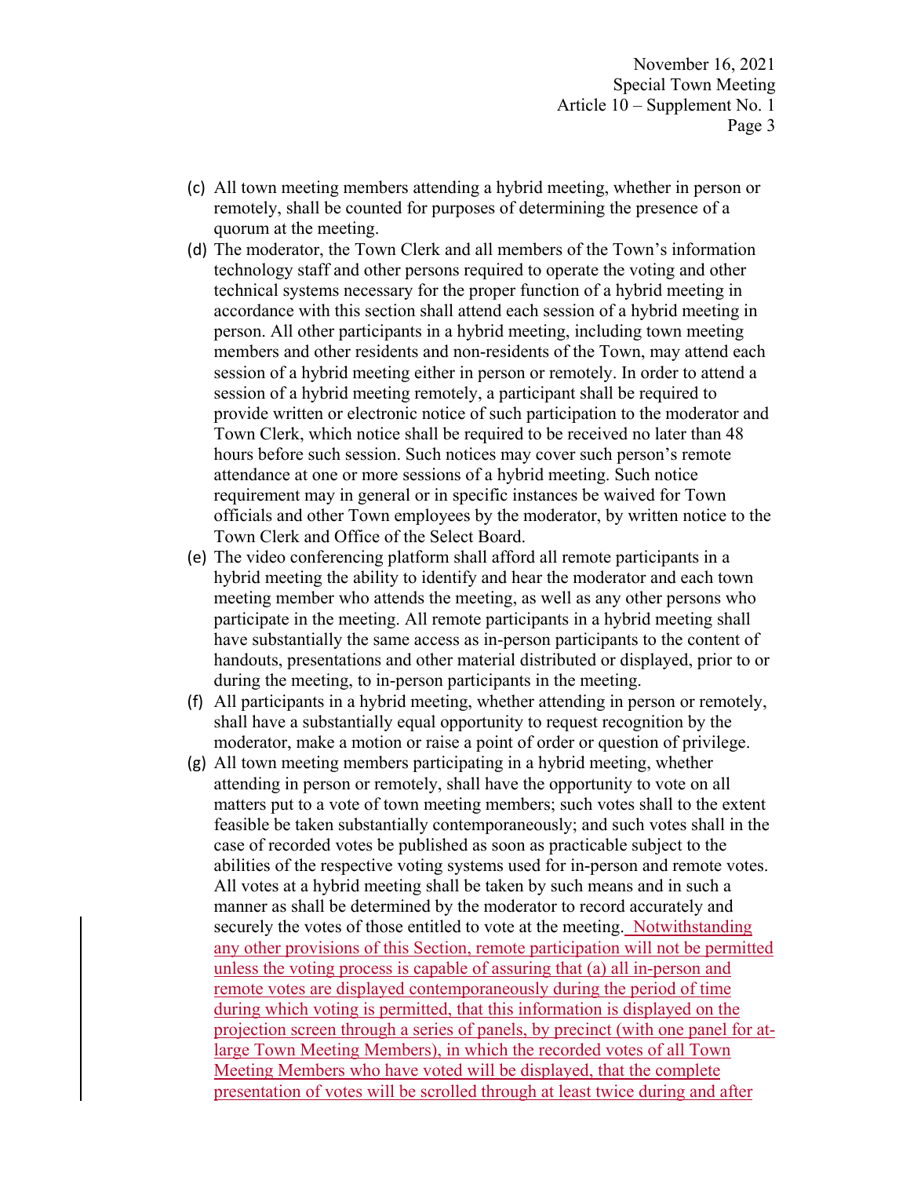(c) All town meeting members attending a hybrid meeting, whether in person or remotely, shall be counted for purposes of determining the presence of a quorum at the meeting.

(d) The moderator, the Town Clerk and all members of the Town's information technology staff and other persons required to operate the voting and other technical systems necessary for the proper function of a hybrid meeting in accordance with this section shall attend each session of a hybrid meeting in person. All other participants in a hybrid meeting, including town meeting members and other residents and non-residents of the Town, may attend each session of a hybrid meeting either in person or remotely. In order to attend a session of a hybrid meeting remotely, a participant shall be required to provide written or electronic notice of such participation to the moderator and Town Clerk, which notice shall be required to be received no later than 48 hours before such session. Such notices may cover such person's remote attendance at one or more sessions of a hybrid meeting. Such notice requirement may in general or in specific instances be waived for Town officials and other Town employees by the moderator, by written notice to the Town Clerk and Office of the Select Board.

(e) The video conferencing platform shall afford all remote participants in a hybrid meeting the ability to identify and hear the moderator and each town meeting member who attends the meeting, as well as any other persons who participate in the meeting. All remote participants in a hybrid meeting shall have substantially the same access as in-person participants to the content of handouts, presentations and other material distributed or displayed, prior to or during the meeting, to in-person participants in the meeting.

(f) All participants in a hybrid meeting, whether attending in person or remotely, shall have a substantially equal opportunity to request recognition by the moderator, make a motion or raise a point of order or question of privilege.

(g) All town meeting members participating in a hybrid meeting, whether attending in person or remotely, shall have the opportunity to vote on all matters put to a vote of town meeting members; such votes shall to the extent feasible be taken substantially contemporaneously; and such votes shall in the case of recorded votes be published as soon as practicable subject to the abilities of the respective voting systems used for in-person and remote votes. All votes at a hybrid meeting shall be taken by such means and in such a manner as shall be determined by the moderator to record accurately and securely the votes of those entitled to vote at the meeting. <u>Notwithstanding any other provisions of this Section, remote participation will not be permitted unless the voting process is capable of assuring that (a) all in-person and remote votes are displayed contemporaneously during the period of time during which voting is permitted, that this information is displayed on the projection screen through a series of panels, by precinct (with one panel for at-large Town Meeting Members), in which the recorded votes of all Town Meeting Members who have voted will be displayed, that the complete presentation of votes will be scrolled through at least twice during and after</u>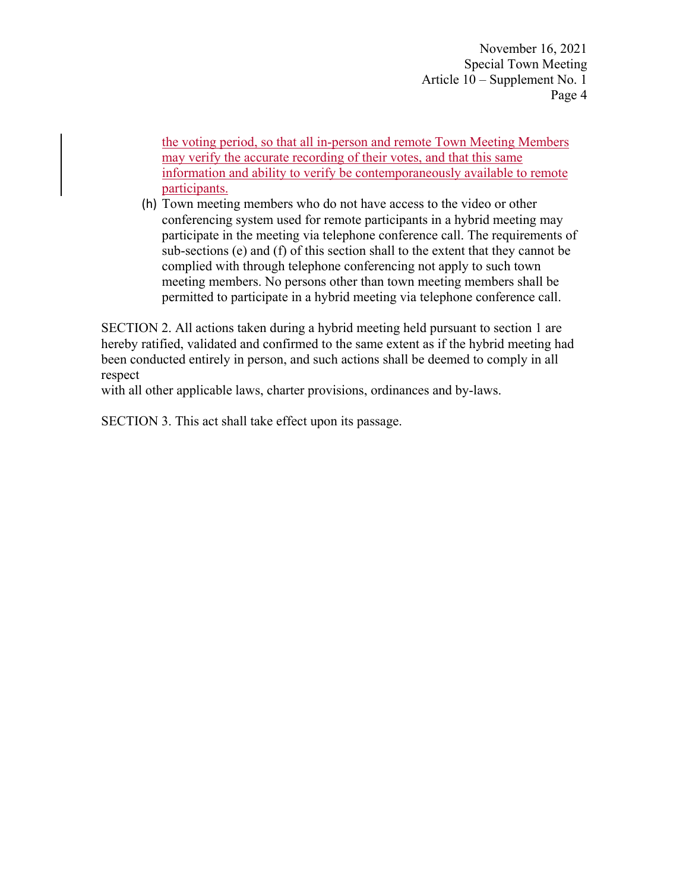the voting period, so that all in-person and remote Town Meeting Members may verify the accurate recording of their votes, and that this same information and ability to verify be contemporaneously available to remote participants.

(h) Town meeting members who do not have access to the video or other conferencing system used for remote participants in a hybrid meeting may participate in the meeting via telephone conference call. The requirements of sub-sections (e) and (f) of this section shall to the extent that they cannot be complied with through telephone conferencing not apply to such town meeting members. No persons other than town meeting members shall be permitted to participate in a hybrid meeting via telephone conference call.

SECTION 2. All actions taken during a hybrid meeting held pursuant to section 1 are hereby ratified, validated and confirmed to the same extent as if the hybrid meeting had been conducted entirely in person, and such actions shall be deemed to comply in all respect
with all other applicable laws, charter provisions, ordinances and by-laws.

SECTION 3. This act shall take effect upon its passage.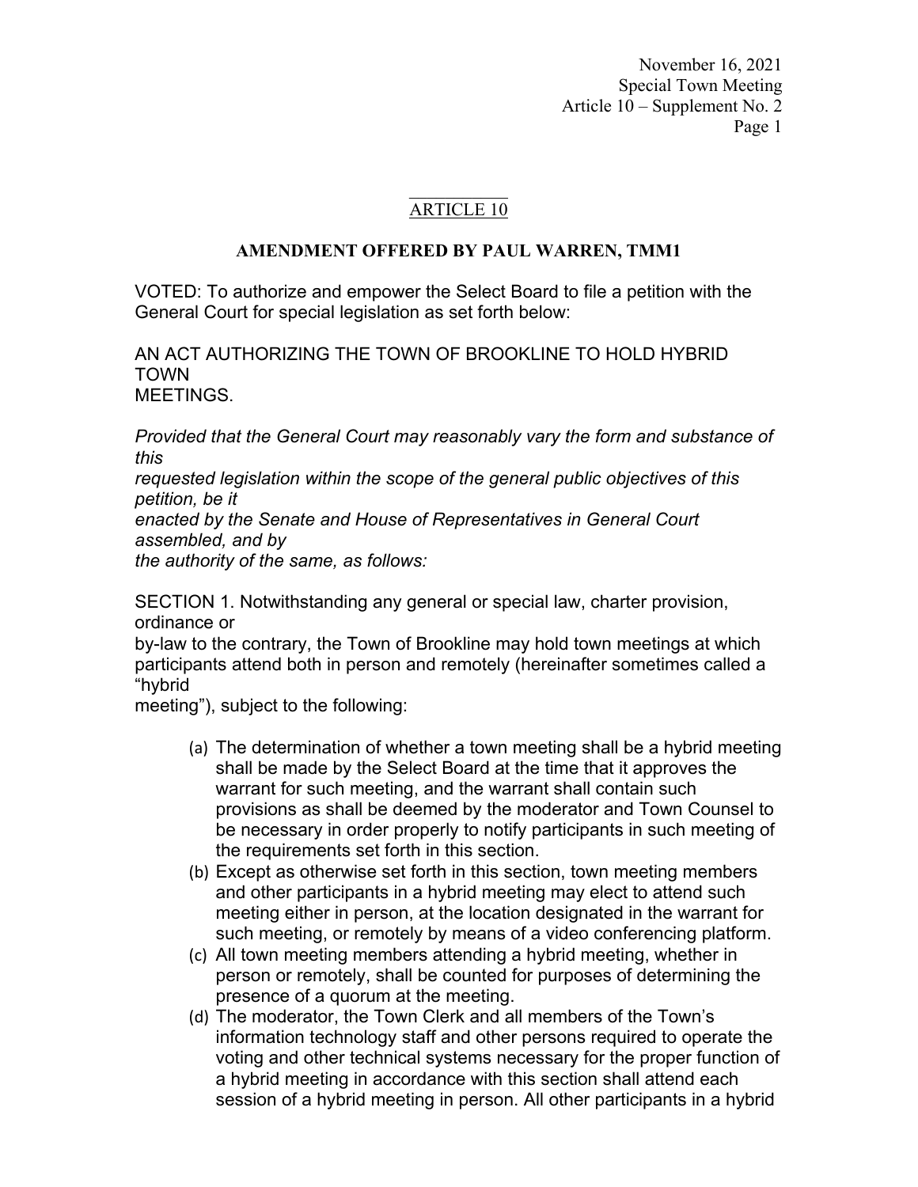## ARTICLE 10

**AMENDMENT OFFERED BY PAUL WARREN, TMM1**

VOTED: To authorize and empower the Select Board to file a petition with the General Court for special legislation as set forth below:

AN ACT AUTHORIZING THE TOWN OF BROOKLINE TO HOLD HYBRID TOWN MEETINGS.

*Provided that the General Court may reasonably vary the form and substance of this requested legislation within the scope of the general public objectives of this petition, be it enacted by the Senate and House of Representatives in General Court assembled, and by the authority of the same, as follows:*

SECTION 1. Notwithstanding any general or special law, charter provision, ordinance or by-law to the contrary, the Town of Brookline may hold town meetings at which participants attend both in person and remotely (hereinafter sometimes called a "hybrid meeting"), subject to the following:

(a) The determination of whether a town meeting shall be a hybrid meeting shall be made by the Select Board at the time that it approves the warrant for such meeting, and the warrant shall contain such provisions as shall be deemed by the moderator and Town Counsel to be necessary in order properly to notify participants in such meeting of the requirements set forth in this section.

(b) Except as otherwise set forth in this section, town meeting members and other participants in a hybrid meeting may elect to attend such meeting either in person, at the location designated in the warrant for such meeting, or remotely by means of a video conferencing platform.

(c) All town meeting members attending a hybrid meeting, whether in person or remotely, shall be counted for purposes of determining the presence of a quorum at the meeting.

(d) The moderator, the Town Clerk and all members of the Town's information technology staff and other persons required to operate the voting and other technical systems necessary for the proper function of a hybrid meeting in accordance with this section shall attend each session of a hybrid meeting in person. All other participants in a hybrid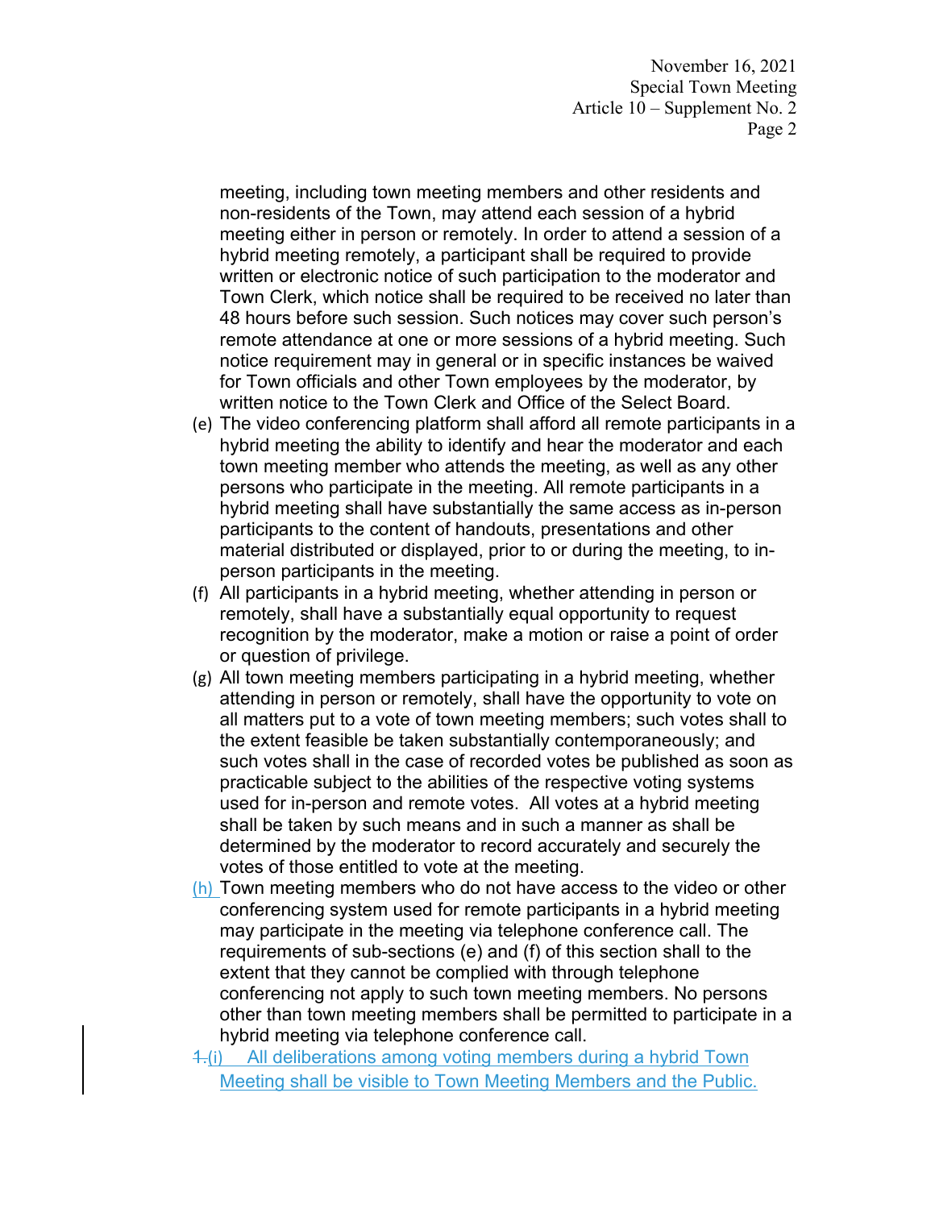meeting, including town meeting members and other residents and non-residents of the Town, may attend each session of a hybrid meeting either in person or remotely. In order to attend a session of a hybrid meeting remotely, a participant shall be required to provide written or electronic notice of such participation to the moderator and Town Clerk, which notice shall be required to be received no later than 48 hours before such session. Such notices may cover such person's remote attendance at one or more sessions of a hybrid meeting. Such notice requirement may in general or in specific instances be waived for Town officials and other Town employees by the moderator, by written notice to the Town Clerk and Office of the Select Board.

(e) The video conferencing platform shall afford all remote participants in a hybrid meeting the ability to identify and hear the moderator and each town meeting member who attends the meeting, as well as any other persons who participate in the meeting. All remote participants in a hybrid meeting shall have substantially the same access as in-person participants to the content of handouts, presentations and other material distributed or displayed, prior to or during the meeting, to in-person participants in the meeting.

(f) All participants in a hybrid meeting, whether attending in person or remotely, shall have a substantially equal opportunity to request recognition by the moderator, make a motion or raise a point of order or question of privilege.

(g) All town meeting members participating in a hybrid meeting, whether attending in person or remotely, shall have the opportunity to vote on all matters put to a vote of town meeting members; such votes shall to the extent feasible be taken substantially contemporaneously; and such votes shall in the case of recorded votes be published as soon as practicable subject to the abilities of the respective voting systems used for in-person and remote votes. All votes at a hybrid meeting shall be taken by such means and in such a manner as shall be determined by the moderator to record accurately and securely the votes of those entitled to vote at the meeting.

(h) Town meeting members who do not have access to the video or other conferencing system used for remote participants in a hybrid meeting may participate in the meeting via telephone conference call. The requirements of sub-sections (e) and (f) of this section shall to the extent that they cannot be complied with through telephone conferencing not apply to such town meeting members. No persons other than town meeting members shall be permitted to participate in a hybrid meeting via telephone conference call.

~~1.~~(i) All deliberations among voting members during a hybrid Town Meeting shall be visible to Town Meeting Members and the Public.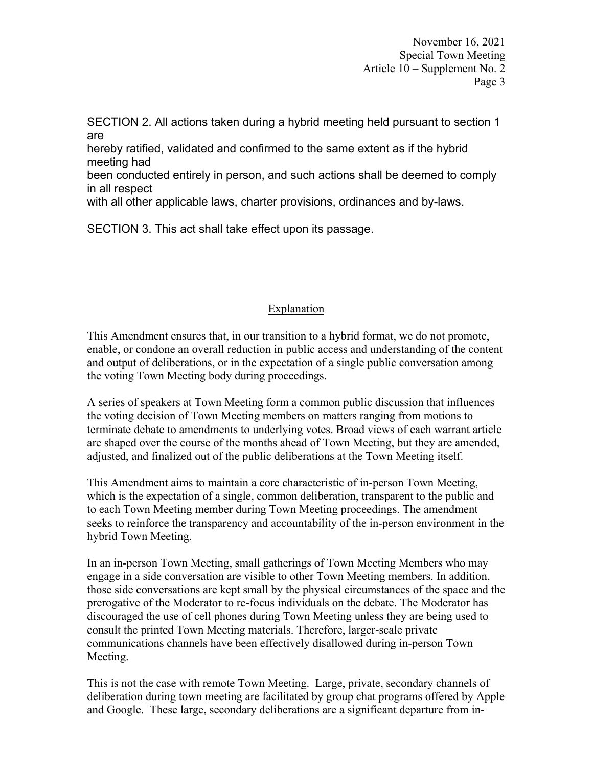SECTION 2. All actions taken during a hybrid meeting held pursuant to section 1 are hereby ratified, validated and confirmed to the same extent as if the hybrid meeting had been conducted entirely in person, and such actions shall be deemed to comply in all respect with all other applicable laws, charter provisions, ordinances and by-laws.

SECTION 3. This act shall take effect upon its passage.

## Explanation

This Amendment ensures that, in our transition to a hybrid format, we do not promote, enable, or condone an overall reduction in public access and understanding of the content and output of deliberations, or in the expectation of a single public conversation among the voting Town Meeting body during proceedings.

A series of speakers at Town Meeting form a common public discussion that influences the voting decision of Town Meeting members on matters ranging from motions to terminate debate to amendments to underlying votes. Broad views of each warrant article are shaped over the course of the months ahead of Town Meeting, but they are amended, adjusted, and finalized out of the public deliberations at the Town Meeting itself.

This Amendment aims to maintain a core characteristic of in-person Town Meeting, which is the expectation of a single, common deliberation, transparent to the public and to each Town Meeting member during Town Meeting proceedings. The amendment seeks to reinforce the transparency and accountability of the in-person environment in the hybrid Town Meeting.

In an in-person Town Meeting, small gatherings of Town Meeting Members who may engage in a side conversation are visible to other Town Meeting members. In addition, those side conversations are kept small by the physical circumstances of the space and the prerogative of the Moderator to re-focus individuals on the debate. The Moderator has discouraged the use of cell phones during Town Meeting unless they are being used to consult the printed Town Meeting materials. Therefore, larger-scale private communications channels have been effectively disallowed during in-person Town Meeting.

This is not the case with remote Town Meeting. Large, private, secondary channels of deliberation during town meeting are facilitated by group chat programs offered by Apple and Google. These large, secondary deliberations are a significant departure from in-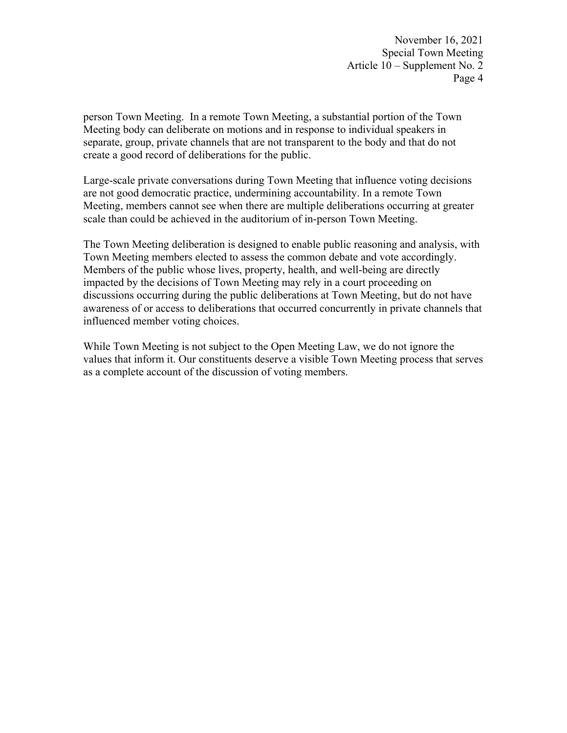person Town Meeting. In a remote Town Meeting, a substantial portion of the Town Meeting body can deliberate on motions and in response to individual speakers in separate, group, private channels that are not transparent to the body and that do not create a good record of deliberations for the public.

Large-scale private conversations during Town Meeting that influence voting decisions are not good democratic practice, undermining accountability. In a remote Town Meeting, members cannot see when there are multiple deliberations occurring at greater scale than could be achieved in the auditorium of in-person Town Meeting.

The Town Meeting deliberation is designed to enable public reasoning and analysis, with Town Meeting members elected to assess the common debate and vote accordingly. Members of the public whose lives, property, health, and well-being are directly impacted by the decisions of Town Meeting may rely in a court proceeding on discussions occurring during the public deliberations at Town Meeting, but do not have awareness of or access to deliberations that occurred concurrently in private channels that influenced member voting choices.

While Town Meeting is not subject to the Open Meeting Law, we do not ignore the values that inform it. Our constituents deserve a visible Town Meeting process that serves as a complete account of the discussion of voting members.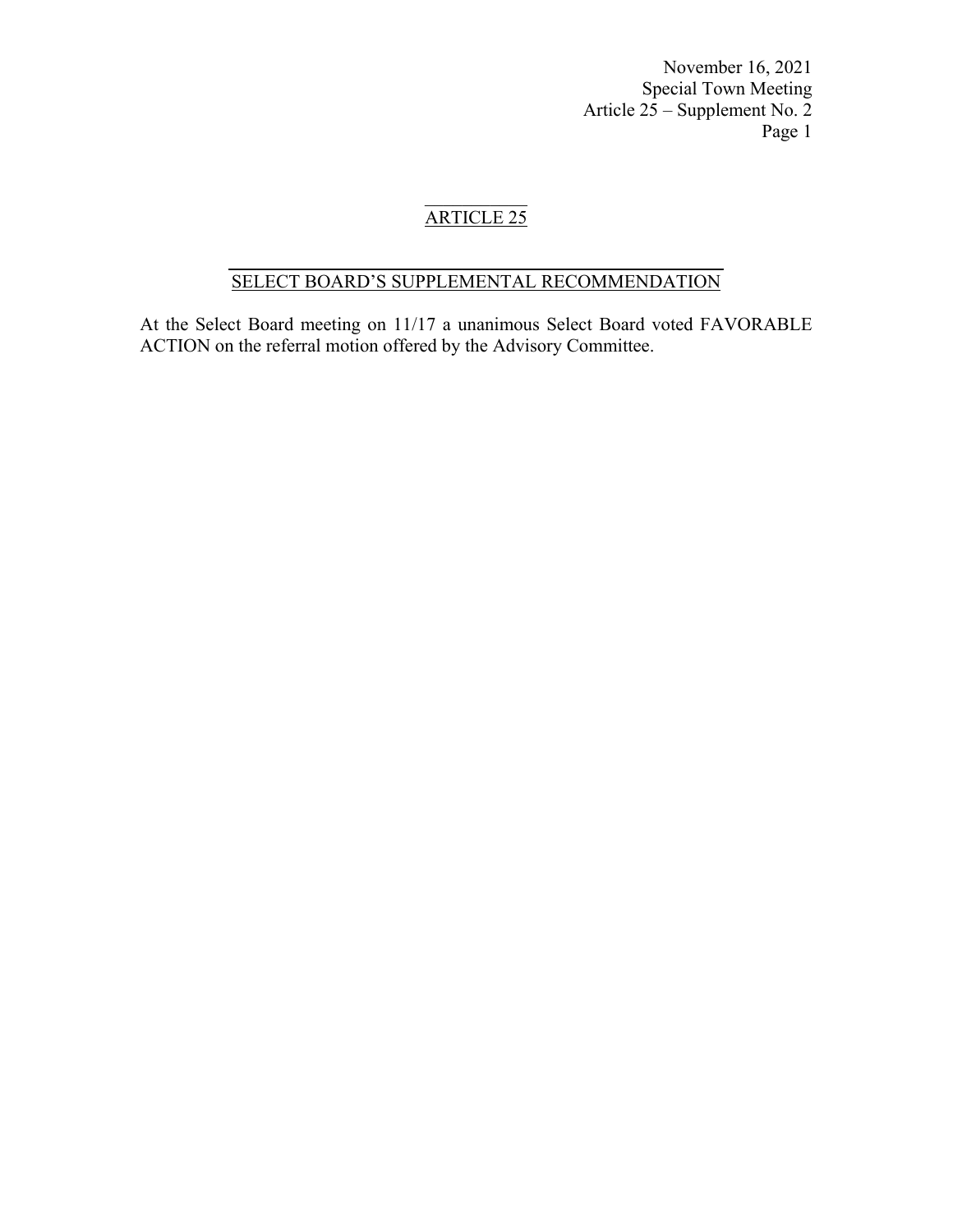## ARTICLE 25

### SELECT BOARD'S SUPPLEMENTAL RECOMMENDATION

At the Select Board meeting on 11/17 a unanimous Select Board voted FAVORABLE ACTION on the referral motion offered by the Advisory Committee.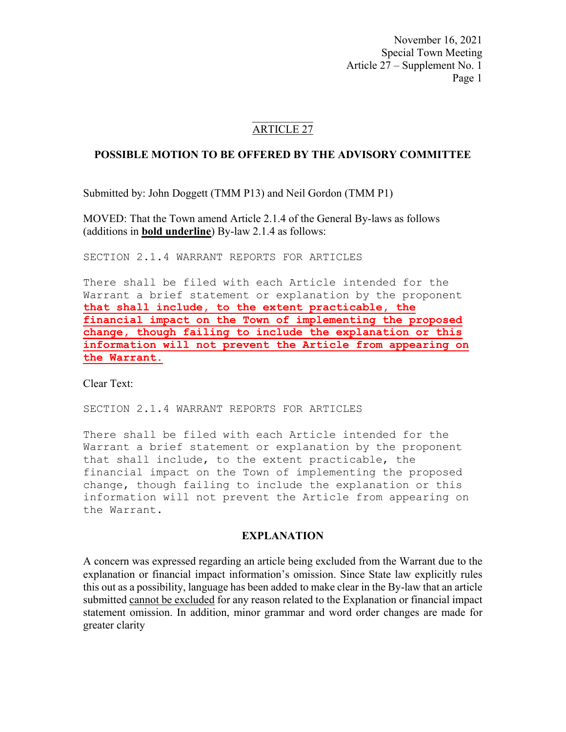## ARTICLE 27

### POSSIBLE MOTION TO BE OFFERED BY THE ADVISORY COMMITTEE

Submitted by: John Doggett (TMM P13) and Neil Gordon (TMM P1)

MOVED: That the Town amend Article 2.1.4 of the General By-laws as follows (additions in **<u>bold underline</u>**) By-law 2.1.4 as follows:

```
SECTION 2.1.4 WARRANT REPORTS FOR ARTICLES
```

There shall be filed with each Article intended for the Warrant a brief statement or explanation by the proponent **<u>that shall include, to the extent practicable, the financial impact on the Town of implementing the proposed change, though failing to include the explanation or this information will not prevent the Article from appearing on the Warrant.</u>**

Clear Text:

```
SECTION 2.1.4 WARRANT REPORTS FOR ARTICLES

There shall be filed with each Article intended for the
Warrant a brief statement or explanation by the proponent
that shall include, to the extent practicable, the
financial impact on the Town of implementing the proposed
change, though failing to include the explanation or this
information will not prevent the Article from appearing on
the Warrant.
```

### EXPLANATION

A concern was expressed regarding an article being excluded from the Warrant due to the explanation or financial impact information's omission. Since State law explicitly rules this out as a possibility, language has been added to make clear in the By-law that an article submitted <u>cannot be excluded</u> for any reason related to the Explanation or financial impact statement omission. In addition, minor grammar and word order changes are made for greater clarity